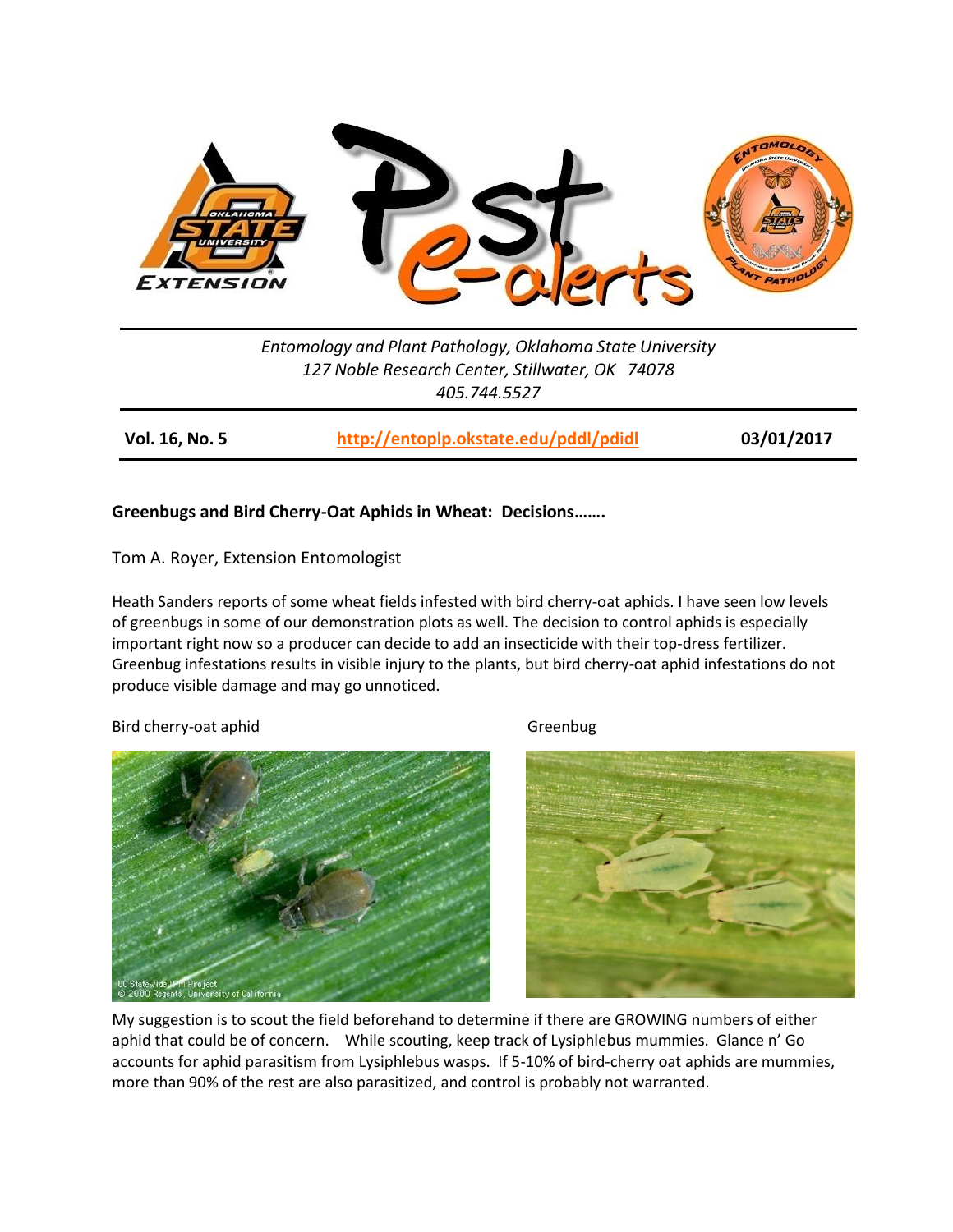Entomology and Plant Pathology, Oklahoma State University
127 Noble Research Center, Stillwater, OK 74078
405.744.5527

**Vol. 16, No. 5** | **http://entoplp.okstate.edu/pddl/pdidl** | **03/01/2017**

## Greenbugs and Bird Cherry-Oat Aphids in Wheat: Decisions…….

Tom A. Royer, Extension Entomologist

Heath Sanders reports of some wheat fields infested with bird cherry-oat aphids. I have seen low levels of greenbugs in some of our demonstration plots as well. The decision to control aphids is especially important right now so a producer can decide to add an insecticide with their top-dress fertilizer. Greenbug infestations results in visible injury to the plants, but bird cherry-oat aphid infestations do not produce visible damage and may go unnoticed.

Bird cherry-oat aphid

Greenbug

My suggestion is to scout the field beforehand to determine if there are GROWING numbers of either aphid that could be of concern. While scouting, keep track of Lysiphlebus mummies. Glance n' Go accounts for aphid parasitism from Lysiphlebus wasps. If 5-10% of bird-cherry oat aphids are mummies, more than 90% of the rest are also parasitized, and control is probably not warranted.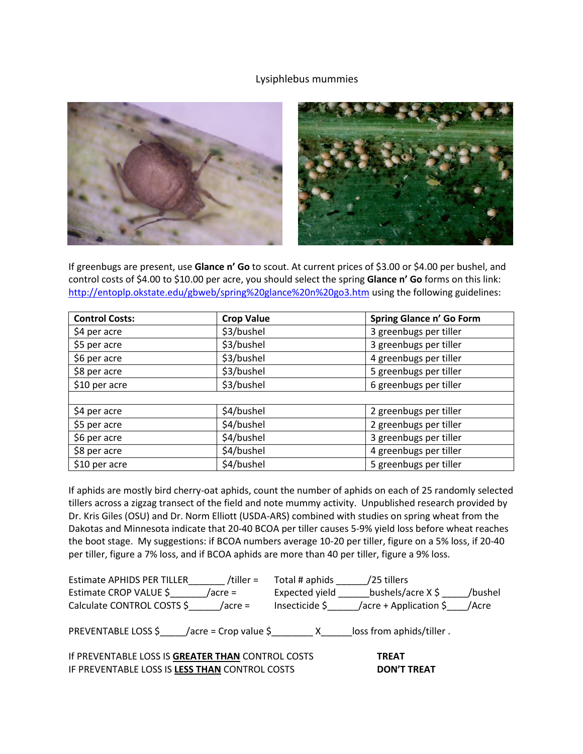Lysiphlebus mummies

If greenbugs are present, use **Glance n' Go** to scout. At current prices of $3.00 or $4.00 per bushel, and control costs of $4.00 to $10.00 per acre, you should select the spring **Glance n' Go** forms on this link: http://entoplp.okstate.edu/gbweb/spring%20glance%20n%20go3.htm using the following guidelines:

| Control Costs: | Crop Value | Spring Glance n' Go Form |
|---|---|---|
| $4 per acre | $3/bushel | 3 greenbugs per tiller |
| $5 per acre | $3/bushel | 3 greenbugs per tiller |
| $6 per acre | $3/bushel | 4 greenbugs per tiller |
| $8 per acre | $3/bushel | 5 greenbugs per tiller |
| $10 per acre | $3/bushel | 6 greenbugs per tiller |
| | | |
| $4 per acre | $4/bushel | 2 greenbugs per tiller |
| $5 per acre | $4/bushel | 2 greenbugs per tiller |
| $6 per acre | $4/bushel | 3 greenbugs per tiller |
| $8 per acre | $4/bushel | 4 greenbugs per tiller |
| $10 per acre | $4/bushel | 5 greenbugs per tiller |

If aphids are mostly bird cherry-oat aphids, count the number of aphids on each of 25 randomly selected tillers across a zigzag transect of the field and note mummy activity. Unpublished research provided by Dr. Kris Giles (OSU) and Dr. Norm Elliott (USDA-ARS) combined with studies on spring wheat from the Dakotas and Minnesota indicate that 20-40 BCOA per tiller causes 5-9% yield loss before wheat reaches the boot stage. My suggestions: if BCOA numbers average 10-20 per tiller, figure on a 5% loss, if 20-40 per tiller, figure a 7% loss, and if BCOA aphids are more than 40 per tiller, figure a 9% loss.

Estimate APHIDS PER TILLER_______ /tiller = Total # aphids ______/25 tillers
Estimate CROP VALUE $_______/acre = Expected yield ______bushels/acre X $ _____/bushel
Calculate CONTROL COSTS $______/acre = Insecticide $______/acre + Application $____/Acre

PREVENTABLE LOSS $_____/acre = Crop value $________ X______loss from aphids/tiller .

If PREVENTABLE LOSS IS **GREATER THAN** CONTROL COSTS **TREAT**
IF PREVENTABLE LOSS IS **LESS THAN** CONTROL COSTS **DON'T TREAT**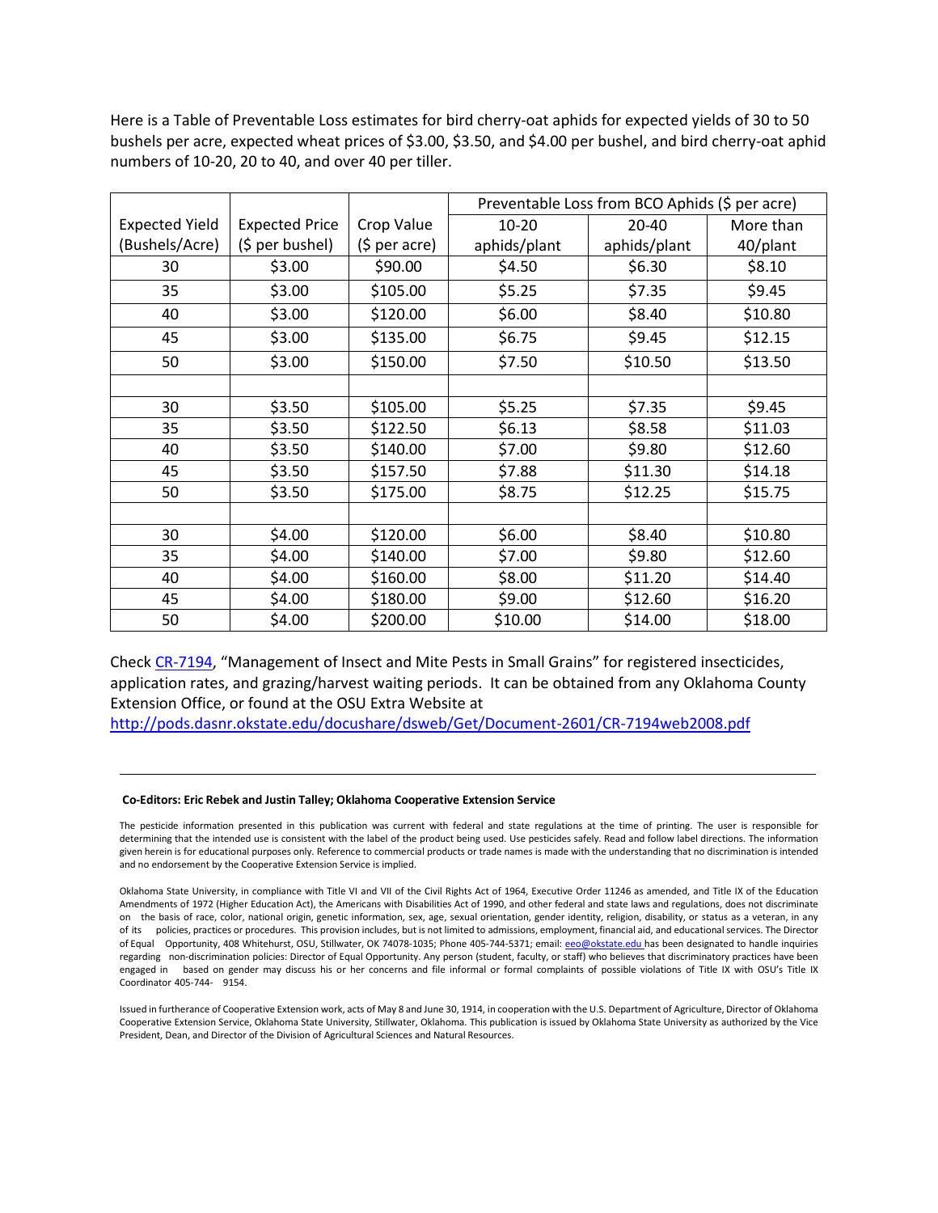Here is a Table of Preventable Loss estimates for bird cherry-oat aphids for expected yields of 30 to 50 bushels per acre, expected wheat prices of $3.00, $3.50, and $4.00 per bushel, and bird cherry-oat aphid numbers of 10-20, 20 to 40, and over 40 per tiller.

| | | | Preventable Loss from BCO Aphids ($ per acre) | | |
|---|---|---|---|---|---|
| Expected Yield (Bushels/Acre) | Expected Price ($ per bushel) | Crop Value ($ per acre) | 10-20 aphids/plant | 20-40 aphids/plant | More than 40/plant |
| 30 | $3.00 | $90.00 | $4.50 | $6.30 | $8.10 |
| 35 | $3.00 | $105.00 | $5.25 | $7.35 | $9.45 |
| 40 | $3.00 | $120.00 | $6.00 | $8.40 | $10.80 |
| 45 | $3.00 | $135.00 | $6.75 | $9.45 | $12.15 |
| 50 | $3.00 | $150.00 | $7.50 | $10.50 | $13.50 |
| | | | | | |
| 30 | $3.50 | $105.00 | $5.25 | $7.35 | $9.45 |
| 35 | $3.50 | $122.50 | $6.13 | $8.58 | $11.03 |
| 40 | $3.50 | $140.00 | $7.00 | $9.80 | $12.60 |
| 45 | $3.50 | $157.50 | $7.88 | $11.30 | $14.18 |
| 50 | $3.50 | $175.00 | $8.75 | $12.25 | $15.75 |
| | | | | | |
| 30 | $4.00 | $120.00 | $6.00 | $8.40 | $10.80 |
| 35 | $4.00 | $140.00 | $7.00 | $9.80 | $12.60 |
| 40 | $4.00 | $160.00 | $8.00 | $11.20 | $14.40 |
| 45 | $4.00 | $180.00 | $9.00 | $12.60 | $16.20 |
| 50 | $4.00 | $200.00 | $10.00 | $14.00 | $18.00 |

Check CR-7194, "Management of Insect and Mite Pests in Small Grains" for registered insecticides, application rates, and grazing/harvest waiting periods. It can be obtained from any Oklahoma County Extension Office, or found at the OSU Extra Website at http://pods.dasnr.okstate.edu/docushare/dsweb/Get/Document-2601/CR-7194web2008.pdf

---

**Co-Editors: Eric Rebek and Justin Talley; Oklahoma Cooperative Extension Service**

The pesticide information presented in this publication was current with federal and state regulations at the time of printing. The user is responsible for determining that the intended use is consistent with the label of the product being used. Use pesticides safely. Read and follow label directions. The information given herein is for educational purposes only. Reference to commercial products or trade names is made with the understanding that no discrimination is intended and no endorsement by the Cooperative Extension Service is implied.

Oklahoma State University, in compliance with Title VI and VII of the Civil Rights Act of 1964, Executive Order 11246 as amended, and Title IX of the Education Amendments of 1972 (Higher Education Act), the Americans with Disabilities Act of 1990, and other federal and state laws and regulations, does not discriminate on the basis of race, color, national origin, genetic information, sex, age, sexual orientation, gender identity, religion, disability, or status as a veteran, in any of its policies, practices or procedures. This provision includes, but is not limited to admissions, employment, financial aid, and educational services. The Director of Equal Opportunity, 408 Whitehurst, OSU, Stillwater, OK 74078-1035; Phone 405-744-5371; email: eeo@okstate.edu has been designated to handle inquiries regarding non-discrimination policies: Director of Equal Opportunity. Any person (student, faculty, or staff) who believes that discriminatory practices have been engaged in based on gender may discuss his or her concerns and file informal or formal complaints of possible violations of Title IX with OSU's Title IX Coordinator 405-744- 9154.

Issued in furtherance of Cooperative Extension work, acts of May 8 and June 30, 1914, in cooperation with the U.S. Department of Agriculture, Director of Oklahoma Cooperative Extension Service, Oklahoma State University, Stillwater, Oklahoma. This publication is issued by Oklahoma State University as authorized by the Vice President, Dean, and Director of the Division of Agricultural Sciences and Natural Resources.